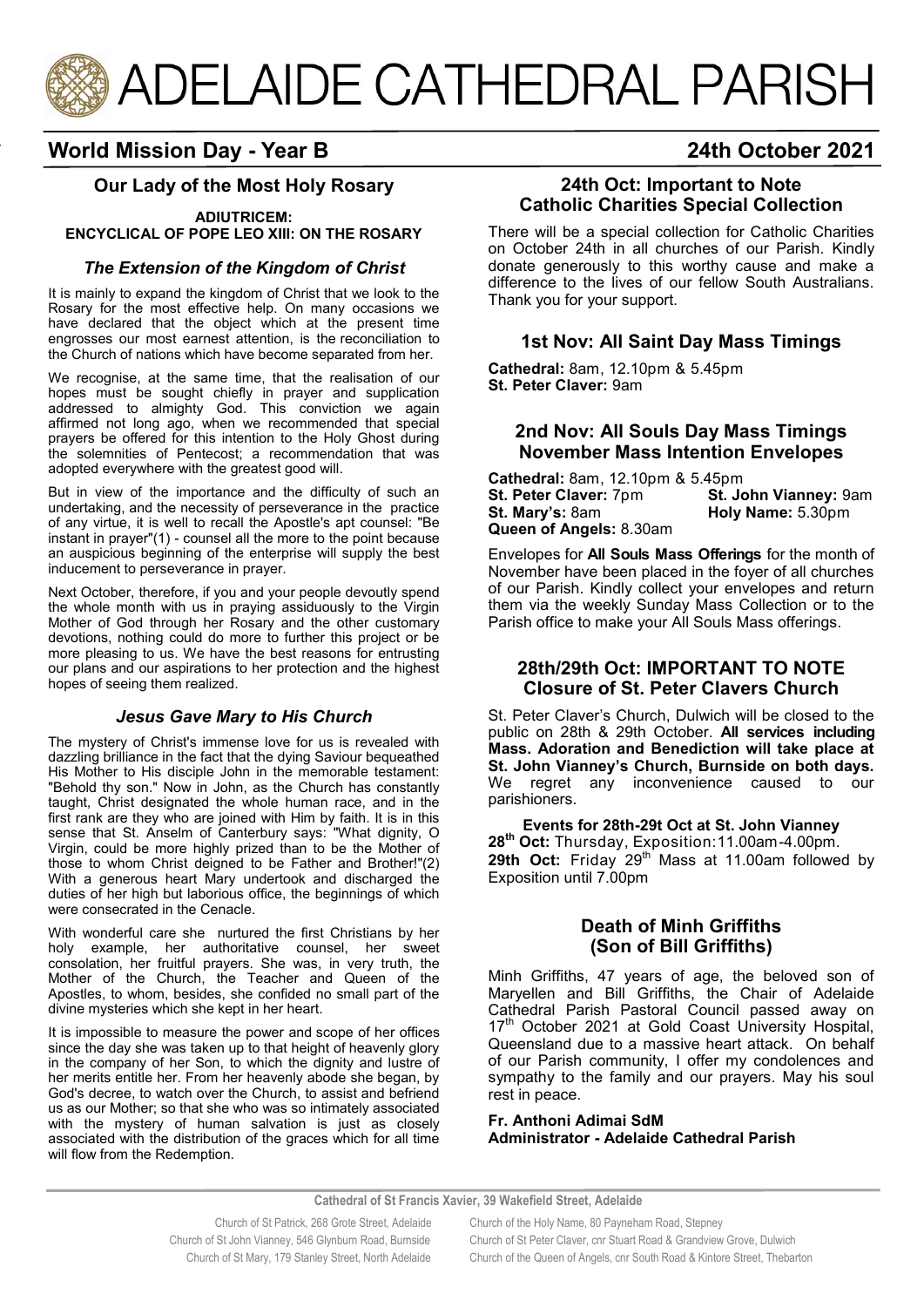# ADELAIDE CATHEDRAL PARISH

## World Mission Day - Year B

## 24th October 2021

### Our Lady of the Most Holy Rosary

**ADIUTRICEM:**
**ENCYCLICAL OF POPE LEO XIII: ON THE ROSARY**

#### *The Extension of the Kingdom of Christ*

It is mainly to expand the kingdom of Christ that we look to the Rosary for the most effective help. On many occasions we have declared that the object which at the present time engrosses our most earnest attention, is the reconciliation to the Church of nations which have become separated from her.

We recognise, at the same time, that the realisation of our hopes must be sought chiefly in prayer and supplication addressed to almighty God. This conviction we again affirmed not long ago, when we recommended that special prayers be offered for this intention to the Holy Ghost during the solemnities of Pentecost; a recommendation that was adopted everywhere with the greatest good will.

But in view of the importance and the difficulty of such an undertaking, and the necessity of perseverance in the practice of any virtue, it is well to recall the Apostle's apt counsel: "Be instant in prayer"(1) - counsel all the more to the point because an auspicious beginning of the enterprise will supply the best inducement to perseverance in prayer.

Next October, therefore, if you and your people devoutly spend the whole month with us in praying assiduously to the Virgin Mother of God through her Rosary and the other customary devotions, nothing could do more to further this project or be more pleasing to us. We have the best reasons for entrusting our plans and our aspirations to her protection and the highest hopes of seeing them realized.

#### *Jesus Gave Mary to His Church*

The mystery of Christ's immense love for us is revealed with dazzling brilliance in the fact that the dying Saviour bequeathed His Mother to His disciple John in the memorable testament: "Behold thy son." Now in John, as the Church has constantly taught, Christ designated the whole human race, and in the first rank are they who are joined with Him by faith. It is in this sense that St. Anselm of Canterbury says: "What dignity, O Virgin, could be more highly prized than to be the Mother of those to whom Christ deigned to be Father and Brother!"(2) With a generous heart Mary undertook and discharged the duties of her high but laborious office, the beginnings of which were consecrated in the Cenacle.

With wonderful care she nurtured the first Christians by her holy example, her authoritative counsel, her sweet consolation, her fruitful prayers. She was, in very truth, the Mother of the Church, the Teacher and Queen of the Apostles, to whom, besides, she confided no small part of the divine mysteries which she kept in her heart.

It is impossible to measure the power and scope of her offices since the day she was taken up to that height of heavenly glory in the company of her Son, to which the dignity and lustre of her merits entitle her. From her heavenly abode she began, by God's decree, to watch over the Church, to assist and befriend us as our Mother; so that she who was so intimately associated with the mystery of human salvation is just as closely associated with the distribution of the graces which for all time will flow from the Redemption.

### 24th Oct: Important to Note
### Catholic Charities Special Collection

There will be a special collection for Catholic Charities on October 24th in all churches of our Parish. Kindly donate generously to this worthy cause and make a difference to the lives of our fellow South Australians. Thank you for your support.

### 1st Nov: All Saint Day Mass Timings

**Cathedral:** 8am, 12.10pm & 5.45pm
**St. Peter Claver:** 9am

### 2nd Nov: All Souls Day Mass Timings
### November Mass Intention Envelopes

**Cathedral:** 8am, 12.10pm & 5.45pm
**St. Peter Claver:** 7pm
**St. John Vianney:** 9am
**St. Mary's:** 8am
**Holy Name:** 5.30pm
**Queen of Angels:** 8.30am

Envelopes for **All Souls Mass Offerings** for the month of November have been placed in the foyer of all churches of our Parish. Kindly collect your envelopes and return them via the weekly Sunday Mass Collection or to the Parish office to make your All Souls Mass offerings.

### 28th/29th Oct: IMPORTANT TO NOTE
### Closure of St. Peter Clavers Church

St. Peter Claver's Church, Dulwich will be closed to the public on 28th & 29th October. **All services including Mass. Adoration and Benediction will take place at St. John Vianney's Church, Burnside on both days.** We regret any inconvenience caused to our parishioners.

**Events for 28th-29t Oct at St. John Vianney**

**28th Oct:** Thursday, Exposition:11.00am-4.00pm.
**29th Oct:** Friday 29th Mass at 11.00am followed by Exposition until 7.00pm

### Death of Minh Griffiths
### (Son of Bill Griffiths)

Minh Griffiths, 47 years of age, the beloved son of Maryellen and Bill Griffiths, the Chair of Adelaide Cathedral Parish Pastoral Council passed away on 17th October 2021 at Gold Coast University Hospital, Queensland due to a massive heart attack. On behalf of our Parish community, I offer my condolences and sympathy to the family and our prayers. May his soul rest in peace.

**Fr. Anthoni Adimai SdM**
**Administrator - Adelaide Cathedral Parish**

**Cathedral of St Francis Xavier, 39 Wakefield Street, Adelaide**

Church of St Patrick, 268 Grote Street, Adelaide
Church of St John Vianney, 546 Glynburn Road, Burnside
Church of St Mary, 179 Stanley Street, North Adelaide
Church of the Holy Name, 80 Payneham Road, Stepney
Church of St Peter Claver, cnr Stuart Road & Grandview Grove, Dulwich
Church of the Queen of Angels, cnr South Road & Kintore Street, Thebarton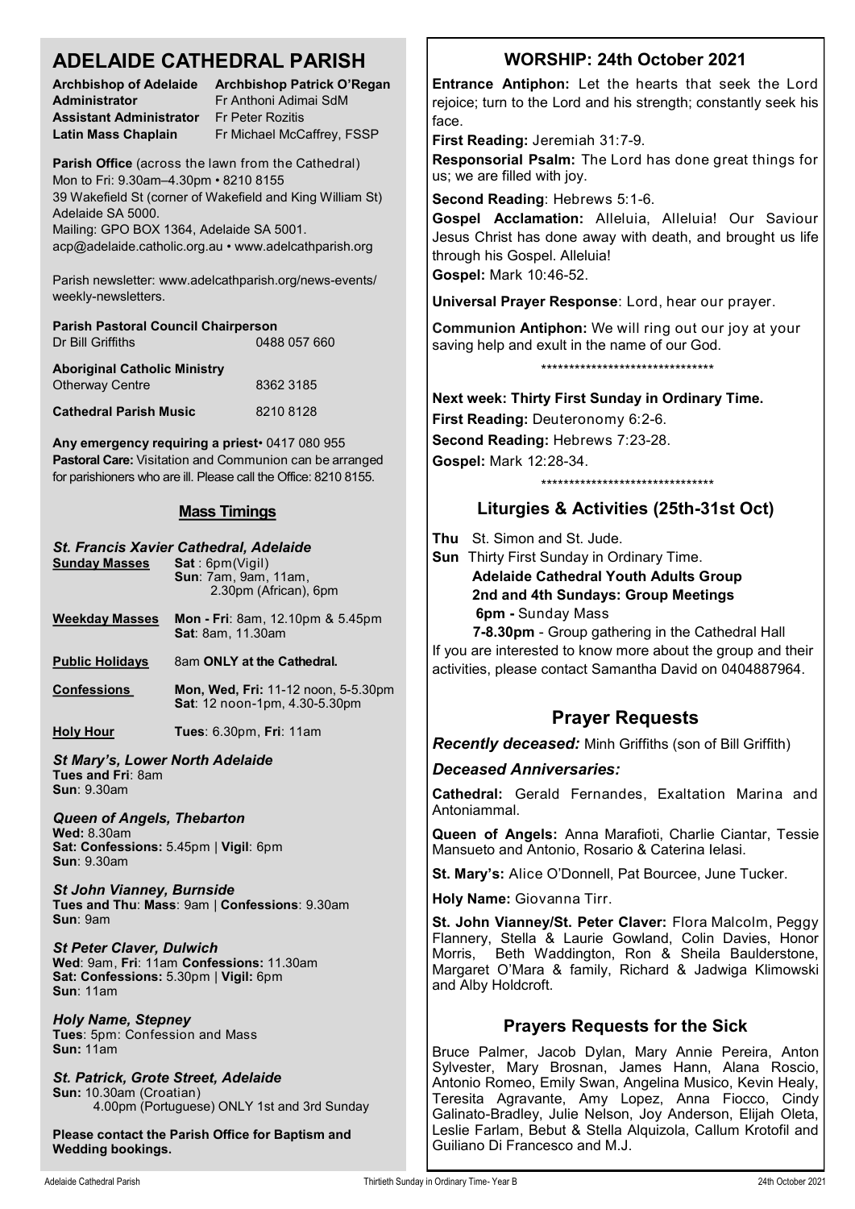# ADELAIDE CATHEDRAL PARISH

| | |
|---|---|
| **Archbishop of Adelaide** | **Archbishop Patrick O'Regan** |
| **Administrator** | Fr Anthoni Adimai SdM |
| **Assistant Administrator** | Fr Peter Rozitis |
| **Latin Mass Chaplain** | Fr Michael McCaffrey, FSSP |

**Parish Office** (across the lawn from the Cathedral)
Mon to Fri: 9.30am–4.30pm • 8210 8155
39 Wakefield St (corner of Wakefield and King William St) Adelaide SA 5000.
Mailing: GPO BOX 1364, Adelaide SA 5001.
acp@adelaide.catholic.org.au • www.adelcathparish.org

Parish newsletter: www.adelcathparish.org/news-events/weekly-newsletters.

**Parish Pastoral Council Chairperson**
Dr Bill Griffiths 0488 057 660

**Aboriginal Catholic Ministry**
Otherway Centre 8362 3185

**Cathedral Parish Music** 8210 8128

**Any emergency requiring a priest**• 0417 080 955
**Pastoral Care:** Visitation and Communion can be arranged for parishioners who are ill. Please call the Office: 8210 8155.

## Mass Timings

### *St. Francis Xavier Cathedral, Adelaide*

| | |
|---|---|
| **Sunday Masses** | **Sat** : 6pm(Vigil) **Sun**: 7am, 9am, 11am, 2.30pm (African), 6pm |
| **Weekday Masses** | **Mon - Fri**: 8am, 12.10pm & 5.45pm **Sat**: 8am, 11.30am |
| **Public Holidays** | 8am **ONLY at the Cathedral.** |
| **Confessions** | **Mon, Wed, Fri:** 11-12 noon, 5-5.30pm **Sat**: 12 noon-1pm, 4.30-5.30pm |
| **Holy Hour** | **Tues**: 6.30pm, **Fri**: 11am |

***St Mary's, Lower North Adelaide***
**Tues and Fri**: 8am
**Sun**: 9.30am

***Queen of Angels, Thebarton***
**Wed:** 8.30am
**Sat: Confessions:** 5.45pm | **Vigil**: 6pm
**Sun**: 9.30am

***St John Vianney, Burnside***
**Tues and Thu**: **Mass**: 9am | **Confessions**: 9.30am
**Sun**: 9am

***St Peter Claver, Dulwich***
**Wed**: 9am, **Fri**: 11am **Confessions:** 11.30am
**Sat: Confessions:** 5.30pm | **Vigil:** 6pm
**Sun**: 11am

***Holy Name, Stepney***
**Tues**: 5pm: Confession and Mass
**Sun:** 11am

***St. Patrick, Grote Street, Adelaide***
**Sun:** 10.30am (Croatian)
4.00pm (Portuguese) ONLY 1st and 3rd Sunday

**Please contact the Parish Office for Baptism and Wedding bookings.**

## WORSHIP: 24th October 2021

**Entrance Antiphon:** Let the hearts that seek the Lord rejoice; turn to the Lord and his strength; constantly seek his face.

**First Reading:** Jeremiah 31:7-9.

**Responsorial Psalm:** The Lord has done great things for us; we are filled with joy.

**Second Reading**: Hebrews 5:1-6.

**Gospel Acclamation:** Alleluia, Alleluia! Our Saviour Jesus Christ has done away with death, and brought us life through his Gospel. Alleluia!

**Gospel:** Mark 10:46-52.

**Universal Prayer Response**: Lord, hear our prayer.

**Communion Antiphon:** We will ring out our joy at your saving help and exult in the name of our God.

*******************************

**Next week: Thirty First Sunday in Ordinary Time.**

**First Reading:** Deuteronomy 6:2-6.

**Second Reading:** Hebrews 7:23-28.

**Gospel:** Mark 12:28-34.

*******************************

## Liturgies & Activities (25th-31st Oct)

**Thu** St. Simon and St. Jude.

**Sun** Thirty First Sunday in Ordinary Time.
**Adelaide Cathedral Youth Adults Group**
**2nd and 4th Sundays: Group Meetings**
**6pm -** Sunday Mass
**7-8.30pm** - Group gathering in the Cathedral Hall

If you are interested to know more about the group and their activities, please contact Samantha David on 0404887964.

## Prayer Requests

***Recently deceased:*** Minh Griffiths (son of Bill Griffith)

***Deceased Anniversaries:***

**Cathedral:** Gerald Fernandes, Exaltation Marina and Antoniammal.

**Queen of Angels:** Anna Marafioti, Charlie Ciantar, Tessie Mansueto and Antonio, Rosario & Caterina Ielasi.

**St. Mary's:** Alice O'Donnell, Pat Bourcee, June Tucker.

**Holy Name:** Giovanna Tirr.

**St. John Vianney/St. Peter Claver:** Flora Malcolm, Peggy Flannery, Stella & Laurie Gowland, Colin Davies, Honor Morris, Beth Waddington, Ron & Sheila Baulderstone, Margaret O'Mara & family, Richard & Jadwiga Klimowski and Alby Holdcroft.

## Prayers Requests for the Sick

Bruce Palmer, Jacob Dylan, Mary Annie Pereira, Anton Sylvester, Mary Brosnan, James Hann, Alana Roscio, Antonio Romeo, Emily Swan, Angelina Musico, Kevin Healy, Teresita Agravante, Amy Lopez, Anna Fiocco, Cindy Galinato-Bradley, Julie Nelson, Joy Anderson, Elijah Oleta, Leslie Farlam, Bebut & Stella Alquizola, Callum Krotofil and Guiliano Di Francesco and M.J.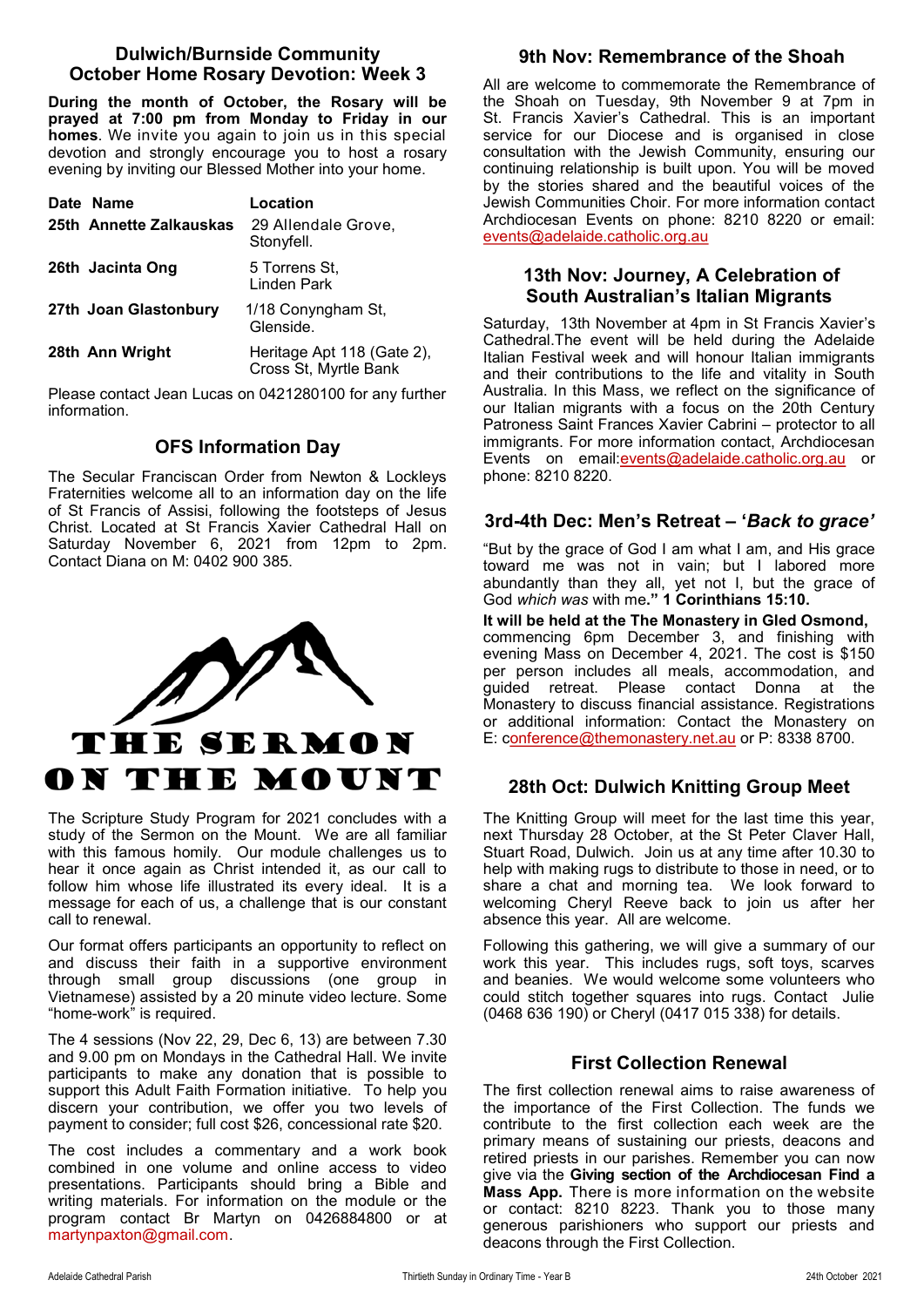## Dulwich/Burnside Community October Home Rosary Devotion: Week 3

**During the month of October, the Rosary will be prayed at 7:00 pm from Monday to Friday in our homes**. We invite you again to join us in this special devotion and strongly encourage you to host a rosary evening by inviting our Blessed Mother into your home.

| Date | Name | Location |
|---|---|---|
| 25th | Annette Zalkauskas | 29 Allendale Grove, Stonyfell. |
| 26th | Jacinta Ong | 5 Torrens St, Linden Park |
| 27th | Joan Glastonbury | 1/18 Conyngham St, Glenside. |
| 28th | Ann Wright | Heritage Apt 118 (Gate 2), Cross St, Myrtle Bank |

Please contact Jean Lucas on 0421280100 for any further information.

## OFS Information Day

The Secular Franciscan Order from Newton & Lockleys Fraternities welcome all to an information day on the life of St Francis of Assisi, following the footsteps of Jesus Christ. Located at St Francis Xavier Cathedral Hall on Saturday November 6, 2021 from 12pm to 2pm. Contact Diana on M: 0402 900 385.

## THE SERMON ON THE MOUNT

The Scripture Study Program for 2021 concludes with a study of the Sermon on the Mount. We are all familiar with this famous homily. Our module challenges us to hear it once again as Christ intended it, as our call to follow him whose life illustrated its every ideal. It is a message for each of us, a challenge that is our constant call to renewal.

Our format offers participants an opportunity to reflect on and discuss their faith in a supportive environment through small group discussions (one group in Vietnamese) assisted by a 20 minute video lecture. Some "home-work" is required.

The 4 sessions (Nov 22, 29, Dec 6, 13) are between 7.30 and 9.00 pm on Mondays in the Cathedral Hall. We invite participants to make any donation that is possible to support this Adult Faith Formation initiative. To help you discern your contribution, we offer you two levels of payment to consider; full cost $26, concessional rate $20.

The cost includes a commentary and a work book combined in one volume and online access to video presentations. Participants should bring a Bible and writing materials. For information on the module or the program contact Br Martyn on 0426884800 or at martynpaxton@gmail.com.

## 9th Nov: Remembrance of the Shoah

All are welcome to commemorate the Remembrance of the Shoah on Tuesday, 9th November 9 at 7pm in St. Francis Xavier's Cathedral. This is an important service for our Diocese and is organised in close consultation with the Jewish Community, ensuring our continuing relationship is built upon. You will be moved by the stories shared and the beautiful voices of the Jewish Communities Choir. For more information contact Archdiocesan Events on phone: 8210 8220 or email: events@adelaide.catholic.org.au

## 13th Nov: Journey, A Celebration of South Australian's Italian Migrants

Saturday, 13th November at 4pm in St Francis Xavier's Cathedral.The event will be held during the Adelaide Italian Festival week and will honour Italian immigrants and their contributions to the life and vitality in South Australia. In this Mass, we reflect on the significance of our Italian migrants with a focus on the 20th Century Patroness Saint Frances Xavier Cabrini – protector to all immigrants. For more information contact, Archdiocesan Events on email:events@adelaide.catholic.org.au or phone: 8210 8220.

## 3rd-4th Dec: Men's Retreat – '*Back to grace*'

"But by the grace of God I am what I am, and His grace toward me was not in vain; but I labored more abundantly than they all, yet not I, but the grace of God *which was* with me**." 1 Corinthians 15:10.**

**It will be held at the The Monastery in Gled Osmond,** commencing 6pm December 3, and finishing with evening Mass on December 4, 2021. The cost is $150 per person includes all meals, accommodation, and guided retreat. Please contact Donna at the Monastery to discuss financial assistance. Registrations or additional information: Contact the Monastery on E: conference@themonastery.net.au or P: 8338 8700.

## 28th Oct: Dulwich Knitting Group Meet

The Knitting Group will meet for the last time this year, next Thursday 28 October, at the St Peter Claver Hall, Stuart Road, Dulwich. Join us at any time after 10.30 to help with making rugs to distribute to those in need, or to share a chat and morning tea. We look forward to welcoming Cheryl Reeve back to join us after her absence this year. All are welcome.

Following this gathering, we will give a summary of our work this year. This includes rugs, soft toys, scarves and beanies. We would welcome some volunteers who could stitch together squares into rugs. Contact Julie (0468 636 190) or Cheryl (0417 015 338) for details.

## First Collection Renewal

The first collection renewal aims to raise awareness of the importance of the First Collection. The funds we contribute to the first collection each week are the primary means of sustaining our priests, deacons and retired priests in our parishes. Remember you can now give via the **Giving section of the Archdiocesan Find a Mass App.** There is more information on the website or contact: 8210 8223. Thank you to those many generous parishioners who support our priests and deacons through the First Collection.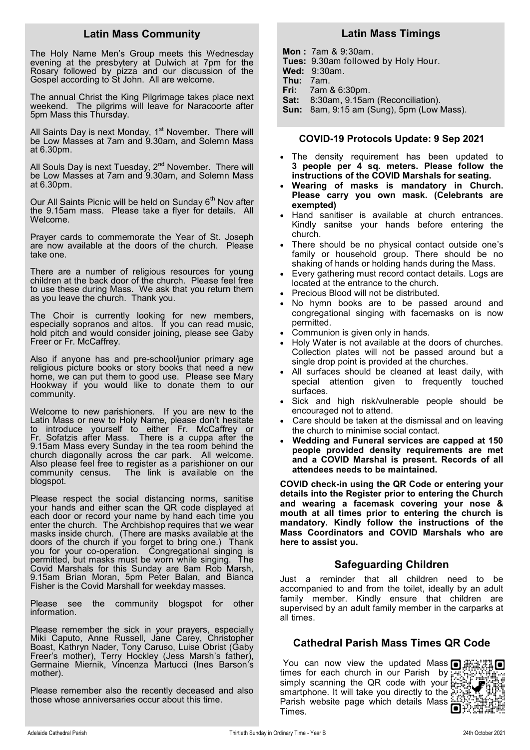## Latin Mass Community

The Holy Name Men's Group meets this Wednesday evening at the presbytery at Dulwich at 7pm for the Rosary followed by pizza and our discussion of the Gospel according to St John. All are welcome.

The annual Christ the King Pilgrimage takes place next weekend. The pilgrims will leave for Naracoorte after 5pm Mass this Thursday.

All Saints Day is next Monday, 1st November. There will be Low Masses at 7am and 9.30am, and Solemn Mass at 6.30pm.

All Souls Day is next Tuesday, 2nd November. There will be Low Masses at 7am and 9.30am, and Solemn Mass at 6.30pm.

Our All Saints Picnic will be held on Sunday 6th Nov after the 9.15am mass. Please take a flyer for details. All Welcome.

Prayer cards to commemorate the Year of St. Joseph are now available at the doors of the church. Please take one.

There are a number of religious resources for young children at the back door of the church. Please feel free to use these during Mass. We ask that you return them as you leave the church. Thank you.

The Choir is currently looking for new members, especially sopranos and altos. If you can read music, hold pitch and would consider joining, please see Gaby Freer or Fr. McCaffrey.

Also if anyone has and pre-school/junior primary age religious picture books or story books that need a new home, we can put them to good use. Please see Mary Hookway if you would like to donate them to our community.

Welcome to new parishioners. If you are new to the Latin Mass or new to Holy Name, please don't hesitate to introduce yourself to either Fr. McCaffrey or Fr. Sofatzis after Mass. There is a cuppa after the 9.15am Mass every Sunday in the tea room behind the church diagonally across the car park. All welcome. Also please feel free to register as a parishioner on our community census. The link is available on the blogspot.

Please respect the social distancing norms, sanitise your hands and either scan the QR code displayed at each door or record your name by hand each time you enter the church. The Archbishop requires that we wear masks inside church. (There are masks available at the doors of the church if you forget to bring one.) Thank you for your co-operation. Congregational singing is permitted, but masks must be worn while singing. The Covid Marshals for this Sunday are 8am Rob Marsh, 9.15am Brian Moran, 5pm Peter Balan, and Bianca Fisher is the Covid Marshall for weekday masses.

Please see the community blogspot for other information.

Please remember the sick in your prayers, especially Miki Caputo, Anne Russell, Jane Carey, Christopher Boast, Kathryn Nader, Tony Caruso, Luise Obrist (Gaby Freer's mother), Terry Hockley (Jess Marsh's father), Germaine Miernik, Vincenza Martucci (Ines Barson's mother).

Please remember also the recently deceased and also those whose anniversaries occur about this time.

## Latin Mass Timings

**Mon :** 7am & 9:30am.
**Tues:** 9.30am followed by Holy Hour.
**Wed:** 9:30am.
**Thu:** 7am.
**Fri:** 7am & 6:30pm.
**Sat:** 8:30am, 9.15am (Reconciliation).
**Sun:** 8am, 9:15 am (Sung), 5pm (Low Mass).

### COVID-19 Protocols Update: 9 Sep 2021

- The density requirement has been updated to **3 people per 4 sq. meters. Please follow the instructions of the COVID Marshals for seating.**
- **Wearing of masks is mandatory in Church. Please carry you own mask. (Celebrants are exempted)**
- Hand sanitiser is available at church entrances. Kindly sanitse your hands before entering the church.
- There should be no physical contact outside one's family or household group. There should be no shaking of hands or holding hands during the Mass.
- Every gathering must record contact details. Logs are located at the entrance to the church.
- Precious Blood will not be distributed.
- No hymn books are to be passed around and congregational singing with facemasks on is now permitted.
- Communion is given only in hands.
- Holy Water is not available at the doors of churches. Collection plates will not be passed around but a single drop point is provided at the churches.
- All surfaces should be cleaned at least daily, with special attention given to frequently touched surfaces.
- Sick and high risk/vulnerable people should be encouraged not to attend.
- Care should be taken at the dismissal and on leaving the church to minimise social contact.
- **Wedding and Funeral services are capped at 150 people provided density requirements are met and a COVID Marshal is present. Records of all attendees needs to be maintained.**

**COVID check-in using the QR Code or entering your details into the Register prior to entering the Church and wearing a facemask covering your nose & mouth at all times prior to entering the church is mandatory. Kindly follow the instructions of the Mass Coordinators and COVID Marshals who are here to assist you.**

## Safeguarding Children

Just a reminder that all children need to be accompanied to and from the toilet, ideally by an adult family member. Kindly ensure that children are supervised by an adult family member in the carparks at all times.

## Cathedral Parish Mass Times QR Code

You can now view the updated Mass times for each church in our Parish by simply scanning the QR code with your smartphone. It will take you directly to the Parish website page which details Mass Times.